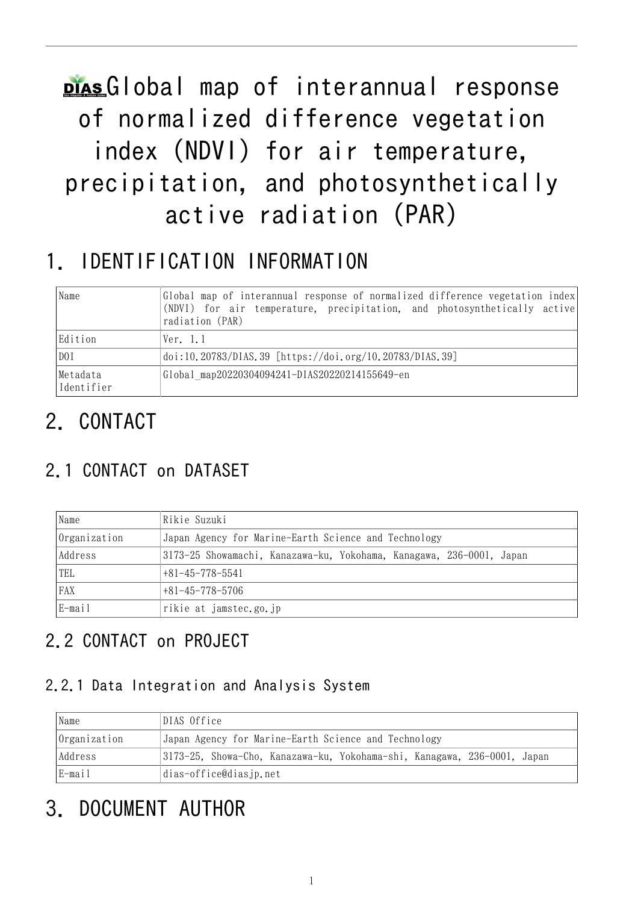# Global map of interannual response of normalized difference vegetation index (NDVI) for air temperature, precipitation, and photosynthetically active radiation (PAR)

## 1. IDENTIFICATION INFORMATION

| | |
|---|---|
| Name | Global map of interannual response of normalized difference vegetation index (NDVI) for air temperature, precipitation, and photosynthetically active radiation (PAR) |
| Edition | Ver. 1.1 |
| DOI | doi:10.20783/DIAS.39 [https://doi.org/10.20783/DIAS.39] |
| Metadata Identifier | Global_map20220304094241-DIAS20220214155649-en |

## 2. CONTACT

### 2.1 CONTACT on DATASET

| | |
|---|---|
| Name | Rikie Suzuki |
| Organization | Japan Agency for Marine-Earth Science and Technology |
| Address | 3173-25 Showamachi, Kanazawa-ku, Yokohama, Kanagawa, 236-0001, Japan |
| TEL | +81-45-778-5541 |
| FAX | +81-45-778-5706 |
| E-mail | rikie at jamstec.go.jp |

### 2.2 CONTACT on PROJECT

#### 2.2.1 Data Integration and Analysis System

| | |
|---|---|
| Name | DIAS Office |
| Organization | Japan Agency for Marine-Earth Science and Technology |
| Address | 3173-25, Showa-Cho, Kanazawa-ku, Yokohama-shi, Kanagawa, 236-0001, Japan |
| E-mail | dias-office@diasjp.net |

## 3. DOCUMENT AUTHOR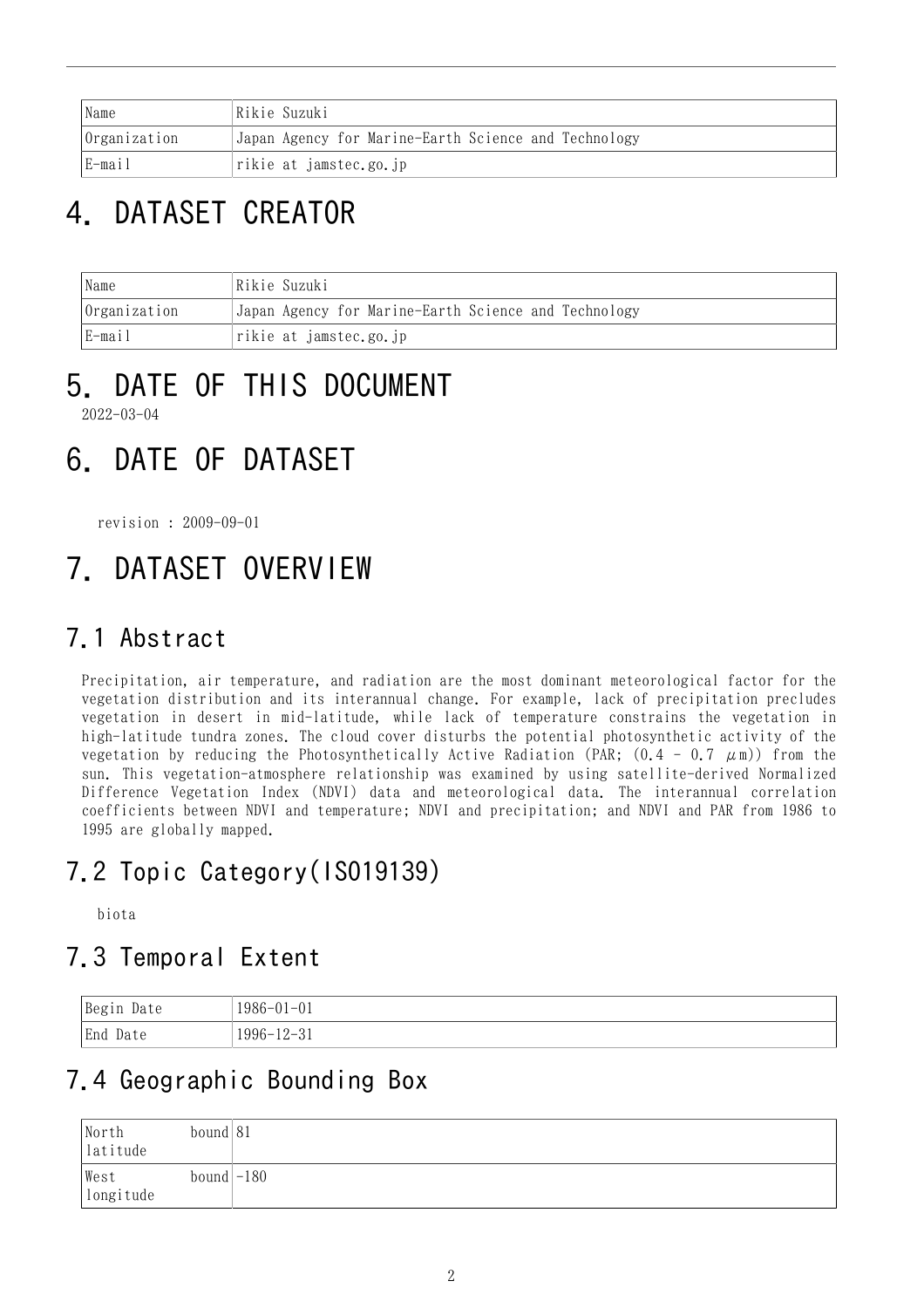| Name | Rikie Suzuki |
| --- | --- |
| Organization | Japan Agency for Marine-Earth Science and Technology |
| E-mail | rikie at jamstec.go.jp |

# 4. DATASET CREATOR

| Name | Rikie Suzuki |
| --- | --- |
| Organization | Japan Agency for Marine-Earth Science and Technology |
| E-mail | rikie at jamstec.go.jp |

# 5. DATE OF THIS DOCUMENT

2022-03-04

# 6. DATE OF DATASET

revision : 2009-09-01

# 7. DATASET OVERVIEW

## 7.1 Abstract

Precipitation, air temperature, and radiation are the most dominant meteorological factor for the vegetation distribution and its interannual change. For example, lack of precipitation precludes vegetation in desert in mid-latitude, while lack of temperature constrains the vegetation in high-latitude tundra zones. The cloud cover disturbs the potential photosynthetic activity of the vegetation by reducing the Photosynthetically Active Radiation (PAR; (0.4 - 0.7 μm)) from the sun. This vegetation-atmosphere relationship was examined by using satellite-derived Normalized Difference Vegetation Index (NDVI) data and meteorological data. The interannual correlation coefficients between NDVI and temperature; NDVI and precipitation; and NDVI and PAR from 1986 to 1995 are globally mapped.

## 7.2 Topic Category(ISO19139)

biota

## 7.3 Temporal Extent

| Begin Date | 1986-01-01 |
| --- | --- |
| End Date | 1996-12-31 |

## 7.4 Geographic Bounding Box

| North bound latitude | 81 |
| --- | --- |
| West bound longitude | -180 |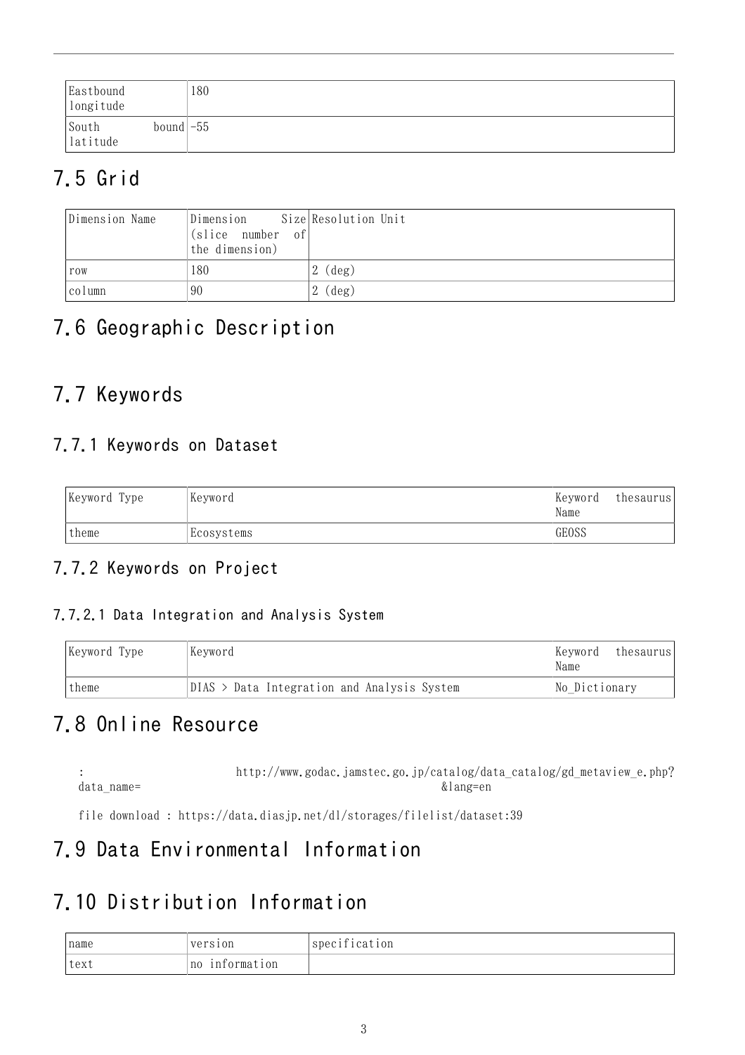| Eastbound longitude | 180 |
|---|---|
| South bound latitude | -55 |

## 7.5 Grid

| Dimension Name | Dimension Size (slice number of the dimension) | Resolution Unit |
|---|---|---|
| row | 180 | 2 (deg) |
| column | 90 | 2 (deg) |

## 7.6 Geographic Description

## 7.7 Keywords

### 7.7.1 Keywords on Dataset

| Keyword Type | Keyword | Keyword thesaurus Name |
|---|---|---|
| theme | Ecosystems | GEOSS |

### 7.7.2 Keywords on Project

#### 7.7.2.1 Data Integration and Analysis System

| Keyword Type | Keyword | Keyword thesaurus Name |
|---|---|---|
| theme | DIAS > Data Integration and Analysis System | No_Dictionary |

## 7.8 Online Resource

: http://www.godac.jamstec.go.jp/catalog/data_catalog/gd_metaview_e.php?data_name= &lang=en

file download : https://data.diasjp.net/dl/storages/filelist/dataset:39

## 7.9 Data Environmental Information

## 7.10 Distribution Information

| name | version | specification |
|---|---|---|
| text | no information | |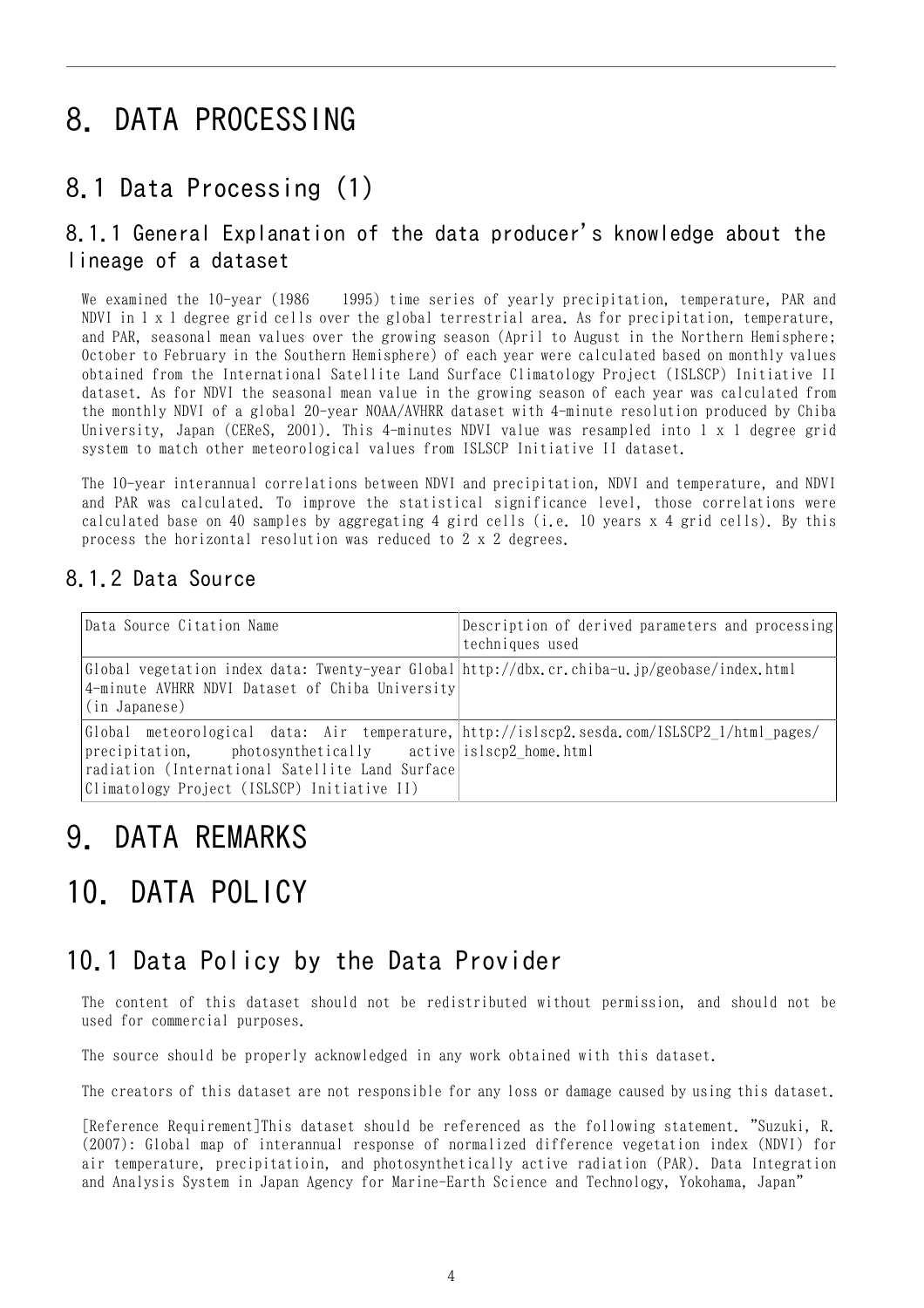# 8. DATA PROCESSING

## 8.1 Data Processing (1)

### 8.1.1 General Explanation of the data producer's knowledge about the lineage of a dataset

We examined the 10-year (1986　1995) time series of yearly precipitation, temperature, PAR and NDVI in 1 x 1 degree grid cells over the global terrestrial area. As for precipitation, temperature, and PAR, seasonal mean values over the growing season (April to August in the Northern Hemisphere; October to February in the Southern Hemisphere) of each year were calculated based on monthly values obtained from the International Satellite Land Surface Climatology Project (ISLSCP) Initiative II dataset. As for NDVI the seasonal mean value in the growing season of each year was calculated from the monthly NDVI of a global 20-year NOAA/AVHRR dataset with 4-minute resolution produced by Chiba University, Japan (CEReS, 2001). This 4-minutes NDVI value was resampled into 1 x 1 degree grid system to match other meteorological values from ISLSCP Initiative II dataset.

The 10-year interannual correlations between NDVI and precipitation, NDVI and temperature, and NDVI and PAR was calculated. To improve the statistical significance level, those correlations were calculated base on 40 samples by aggregating 4 gird cells (i.e. 10 years x 4 grid cells). By this process the horizontal resolution was reduced to 2 x 2 degrees.

### 8.1.2 Data Source

| Data Source Citation Name | Description of derived parameters and processing techniques used |
| --- | --- |
| Global vegetation index data: Twenty-year Global 4-minute AVHRR NDVI Dataset of Chiba University (in Japanese) | http://dbx.cr.chiba-u.jp/geobase/index.html |
| Global meteorological data: Air temperature, precipitation, photosynthetically active radiation (International Satellite Land Surface Climatology Project (ISLSCP) Initiative II) | http://islscp2.sesda.com/ISLSCP2_1/html_pages/islscp2_home.html |

# 9. DATA REMARKS

# 10. DATA POLICY

## 10.1 Data Policy by the Data Provider

The content of this dataset should not be redistributed without permission, and should not be used for commercial purposes.

The source should be properly acknowledged in any work obtained with this dataset.

The creators of this dataset are not responsible for any loss or damage caused by using this dataset.

[Reference Requirement]This dataset should be referenced as the following statement. "Suzuki, R. (2007): Global map of interannual response of normalized difference vegetation index (NDVI) for air temperature, precipitatioin, and photosynthetically active radiation (PAR). Data Integration and Analysis System in Japan Agency for Marine-Earth Science and Technology, Yokohama, Japan"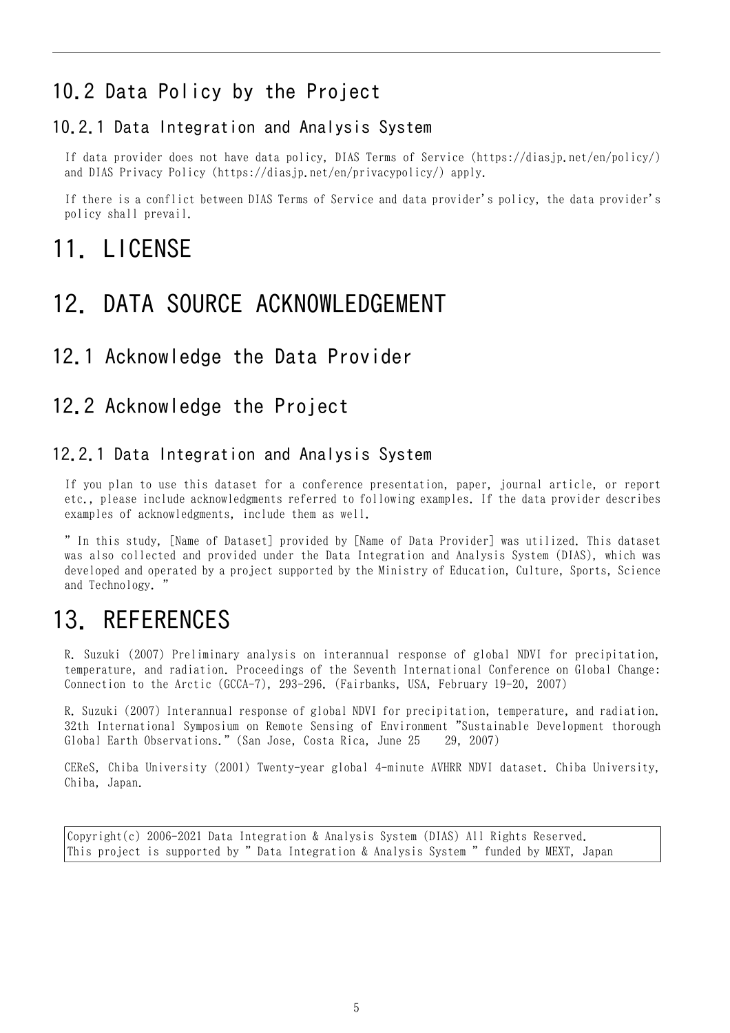## 10.2 Data Policy by the Project

### 10.2.1 Data Integration and Analysis System

If data provider does not have data policy, DIAS Terms of Service (https://diasjp.net/en/policy/) and DIAS Privacy Policy (https://diasjp.net/en/privacypolicy/) apply.

If there is a conflict between DIAS Terms of Service and data provider's policy, the data provider's policy shall prevail.

# 11. LICENSE

# 12. DATA SOURCE ACKNOWLEDGEMENT

## 12.1 Acknowledge the Data Provider

## 12.2 Acknowledge the Project

### 12.2.1 Data Integration and Analysis System

If you plan to use this dataset for a conference presentation, paper, journal article, or report etc., please include acknowledgments referred to following examples. If the data provider describes examples of acknowledgments, include them as well.

" In this study, [Name of Dataset] provided by [Name of Data Provider] was utilized. This dataset was also collected and provided under the Data Integration and Analysis System (DIAS), which was developed and operated by a project supported by the Ministry of Education, Culture, Sports, Science and Technology. "

# 13. REFERENCES

R. Suzuki (2007) Preliminary analysis on interannual response of global NDVI for precipitation, temperature, and radiation. Proceedings of the Seventh International Conference on Global Change: Connection to the Arctic (GCCA-7), 293-296. (Fairbanks, USA, February 19-20, 2007)

R. Suzuki (2007) Interannual response of global NDVI for precipitation, temperature, and radiation. 32th International Symposium on Remote Sensing of Environment "Sustainable Development thorough Global Earth Observations." (San Jose, Costa Rica, June 25 29, 2007)

CEReS, Chiba University (2001) Twenty-year global 4-minute AVHRR NDVI dataset. Chiba University, Chiba, Japan.

Copyright(c) 2006-2021 Data Integration & Analysis System (DIAS) All Rights Reserved.
This project is supported by " Data Integration & Analysis System " funded by MEXT, Japan